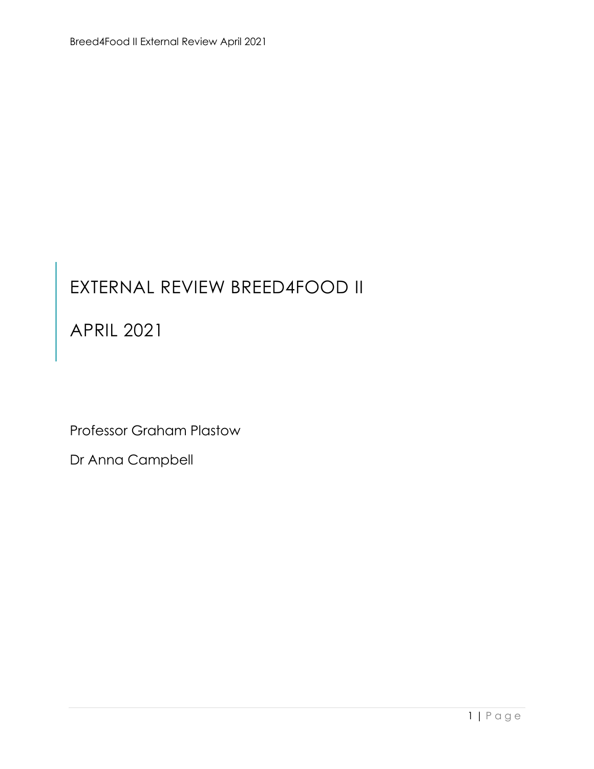# EXTERNAL REVIEW BREED4FOOD II

# APRIL 2021

Professor Graham Plastow

Dr Anna Campbell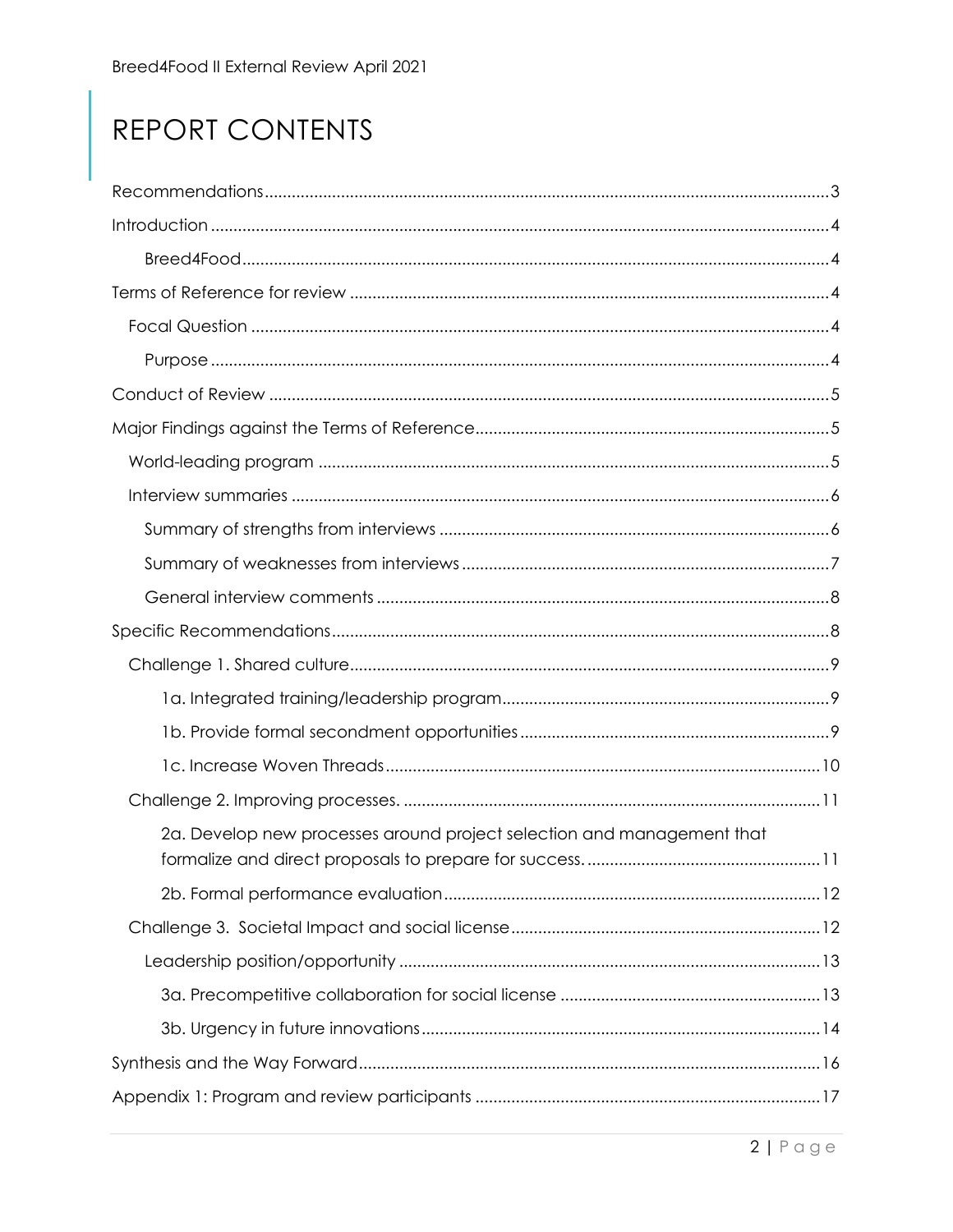# REPORT CONTENTS

- Recommendations ... 3
- Introduction ... 4
  - Breed4Food ... 4
- Terms of Reference for review ... 4
  - Focal Question ... 4
    - Purpose ... 4
- Conduct of Review ... 5
- Major Findings against the Terms of Reference ... 5
  - World-leading program ... 5
  - Interview summaries ... 6
    - Summary of strengths from interviews ... 6
    - Summary of weaknesses from interviews ... 7
    - General interview comments ... 8
- Specific Recommendations ... 8
  - Challenge 1. Shared culture ... 9
    - 1a. Integrated training/leadership program ... 9
    - 1b. Provide formal secondment opportunities ... 9
    - 1c. Increase Woven Threads ... 10
  - Challenge 2. Improving processes. ... 11
    - 2a. Develop new processes around project selection and management that formalize and direct proposals to prepare for success. ... 11
    - 2b. Formal performance evaluation ... 12
  - Challenge 3. Societal Impact and social license ... 12
    - Leadership position/opportunity ... 13
      - 3a. Precompetitive collaboration for social license ... 13
      - 3b. Urgency in future innovations ... 14
- Synthesis and the Way Forward ... 16
- Appendix 1: Program and review participants ... 17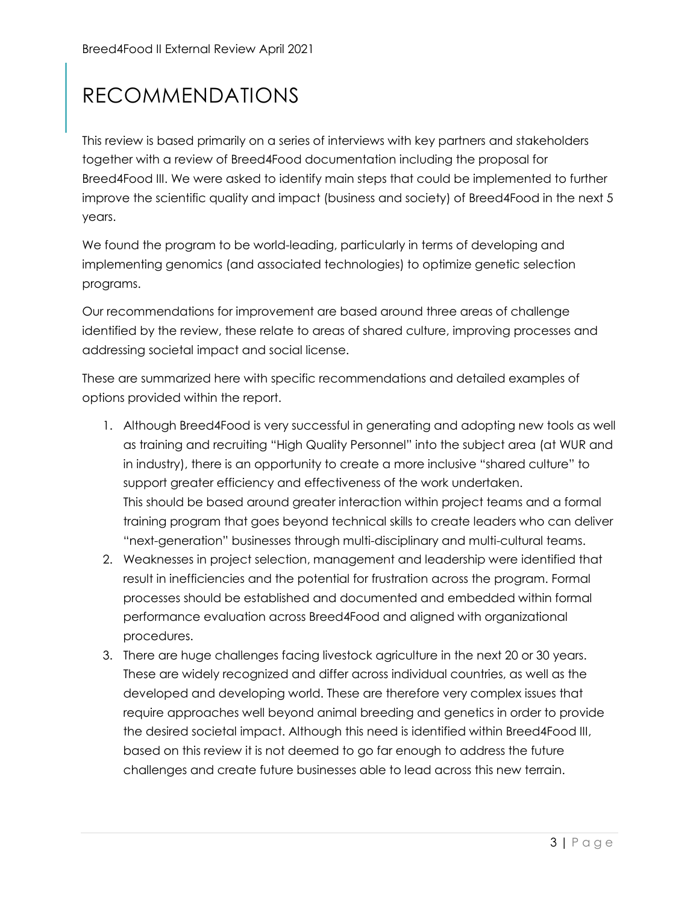# RECOMMENDATIONS

This review is based primarily on a series of interviews with key partners and stakeholders together with a review of Breed4Food documentation including the proposal for Breed4Food III. We were asked to identify main steps that could be implemented to further improve the scientific quality and impact (business and society) of Breed4Food in the next 5 years.

We found the program to be world-leading, particularly in terms of developing and implementing genomics (and associated technologies) to optimize genetic selection programs.

Our recommendations for improvement are based around three areas of challenge identified by the review, these relate to areas of shared culture, improving processes and addressing societal impact and social license.

These are summarized here with specific recommendations and detailed examples of options provided within the report.

1. Although Breed4Food is very successful in generating and adopting new tools as well as training and recruiting "High Quality Personnel" into the subject area (at WUR and in industry), there is an opportunity to create a more inclusive "shared culture" to support greater efficiency and effectiveness of the work undertaken.
   This should be based around greater interaction within project teams and a formal training program that goes beyond technical skills to create leaders who can deliver "next-generation" businesses through multi-disciplinary and multi-cultural teams.
2. Weaknesses in project selection, management and leadership were identified that result in inefficiencies and the potential for frustration across the program. Formal processes should be established and documented and embedded within formal performance evaluation across Breed4Food and aligned with organizational procedures.
3. There are huge challenges facing livestock agriculture in the next 20 or 30 years. These are widely recognized and differ across individual countries, as well as the developed and developing world. These are therefore very complex issues that require approaches well beyond animal breeding and genetics in order to provide the desired societal impact. Although this need is identified within Breed4Food III, based on this review it is not deemed to go far enough to address the future challenges and create future businesses able to lead across this new terrain.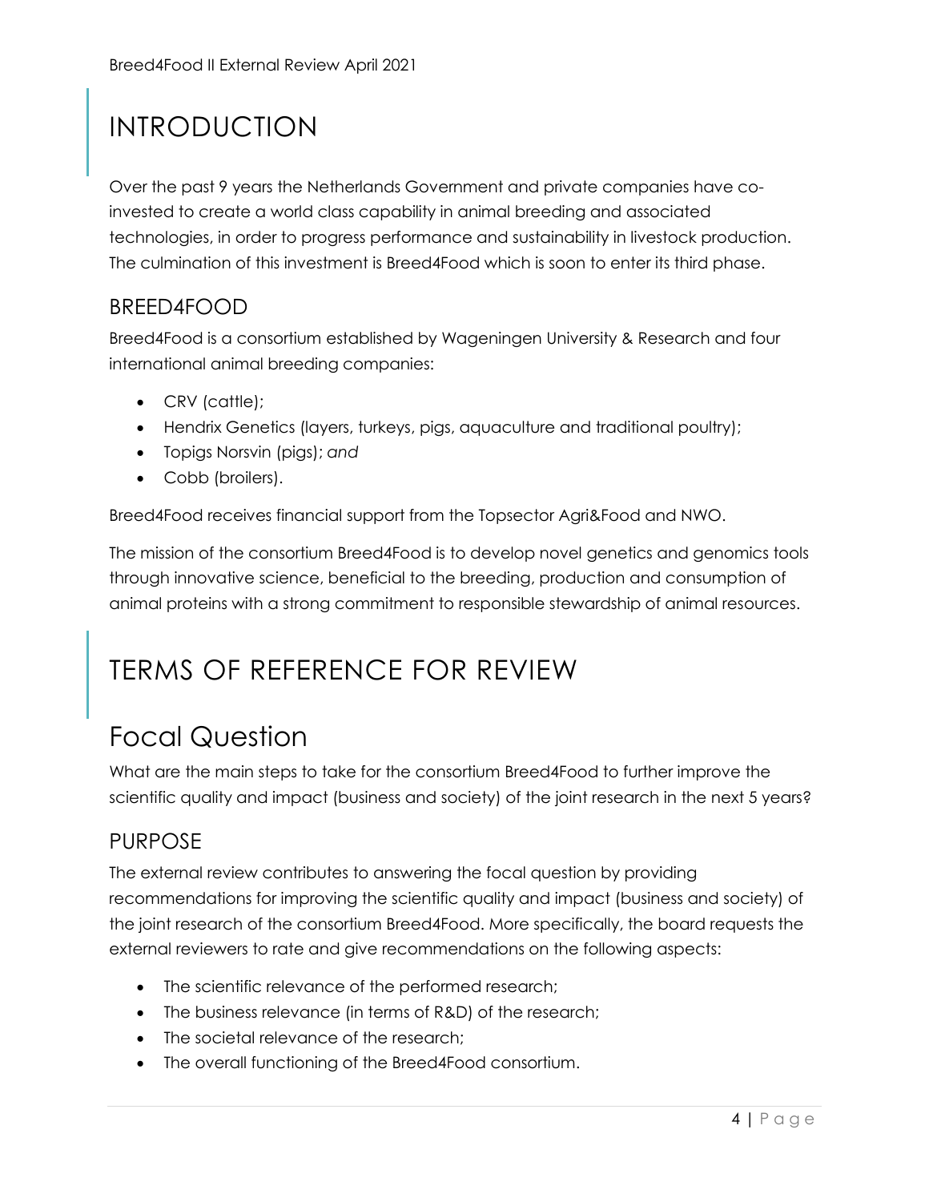# INTRODUCTION

Over the past 9 years the Netherlands Government and private companies have co-invested to create a world class capability in animal breeding and associated technologies, in order to progress performance and sustainability in livestock production. The culmination of this investment is Breed4Food which is soon to enter its third phase.

## BREED4FOOD

Breed4Food is a consortium established by Wageningen University & Research and four international animal breeding companies:

- CRV (cattle);
- Hendrix Genetics (layers, turkeys, pigs, aquaculture and traditional poultry);
- Topigs Norsvin (pigs); *and*
- Cobb (broilers).

Breed4Food receives financial support from the Topsector Agri&Food and NWO.

The mission of the consortium Breed4Food is to develop novel genetics and genomics tools through innovative science, beneficial to the breeding, production and consumption of animal proteins with a strong commitment to responsible stewardship of animal resources.

# TERMS OF REFERENCE FOR REVIEW

# Focal Question

What are the main steps to take for the consortium Breed4Food to further improve the scientific quality and impact (business and society) of the joint research in the next 5 years?

## PURPOSE

The external review contributes to answering the focal question by providing recommendations for improving the scientific quality and impact (business and society) of the joint research of the consortium Breed4Food. More specifically, the board requests the external reviewers to rate and give recommendations on the following aspects:

- The scientific relevance of the performed research;
- The business relevance (in terms of R&D) of the research;
- The societal relevance of the research;
- The overall functioning of the Breed4Food consortium.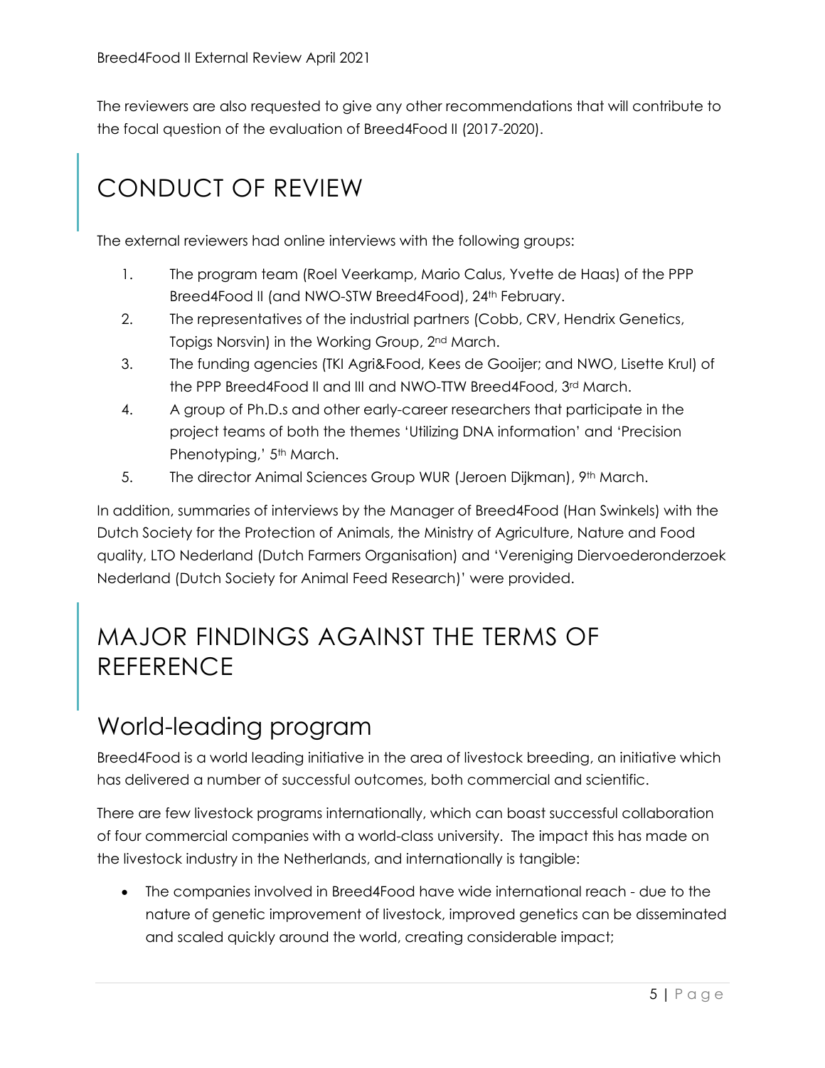The reviewers are also requested to give any other recommendations that will contribute to the focal question of the evaluation of Breed4Food II (2017-2020).

# CONDUCT OF REVIEW

The external reviewers had online interviews with the following groups:

1. The program team (Roel Veerkamp, Mario Calus, Yvette de Haas) of the PPP Breed4Food II (and NWO-STW Breed4Food), 24th February.
2. The representatives of the industrial partners (Cobb, CRV, Hendrix Genetics, Topigs Norsvin) in the Working Group, 2nd March.
3. The funding agencies (TKI Agri&Food, Kees de Gooijer; and NWO, Lisette Krul) of the PPP Breed4Food II and III and NWO-TTW Breed4Food, 3rd March.
4. A group of Ph.D.s and other early-career researchers that participate in the project teams of both the themes 'Utilizing DNA information' and 'Precision Phenotyping,' 5th March.
5. The director Animal Sciences Group WUR (Jeroen Dijkman), 9th March.

In addition, summaries of interviews by the Manager of Breed4Food (Han Swinkels) with the Dutch Society for the Protection of Animals, the Ministry of Agriculture, Nature and Food quality, LTO Nederland (Dutch Farmers Organisation) and 'Vereniging Diervoederonderzoek Nederland (Dutch Society for Animal Feed Research)' were provided.

# MAJOR FINDINGS AGAINST THE TERMS OF REFERENCE

## World-leading program

Breed4Food is a world leading initiative in the area of livestock breeding, an initiative which has delivered a number of successful outcomes, both commercial and scientific.

There are few livestock programs internationally, which can boast successful collaboration of four commercial companies with a world-class university. The impact this has made on the livestock industry in the Netherlands, and internationally is tangible:

- The companies involved in Breed4Food have wide international reach - due to the nature of genetic improvement of livestock, improved genetics can be disseminated and scaled quickly around the world, creating considerable impact;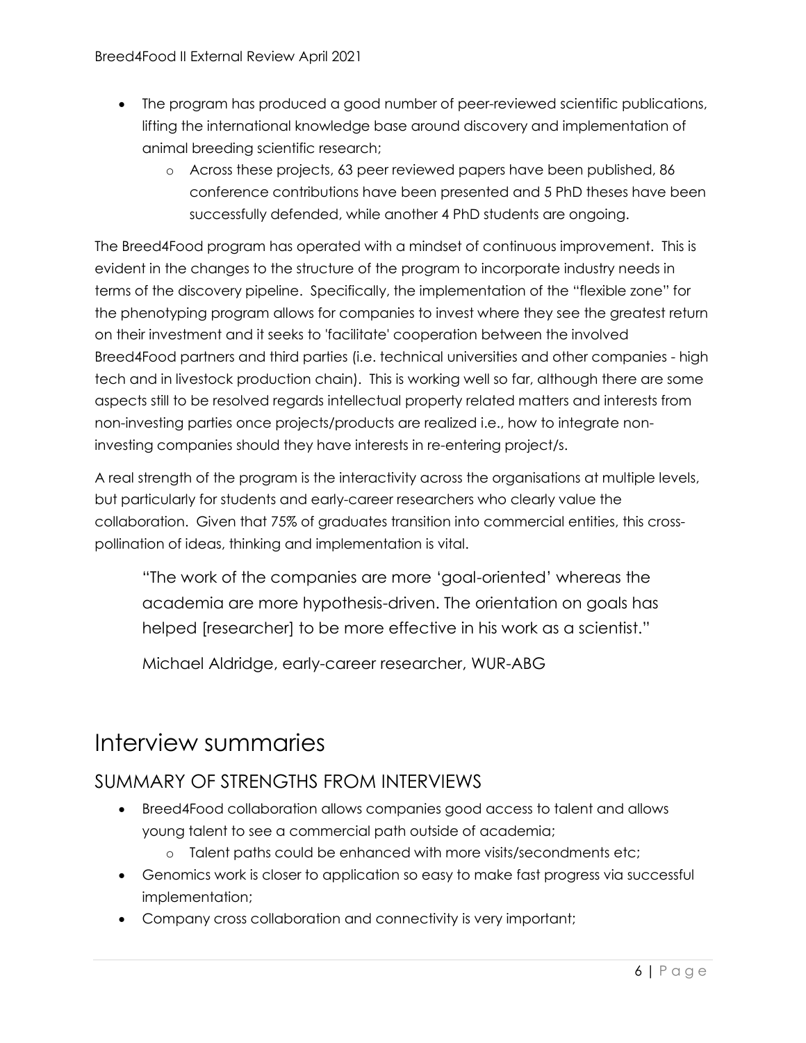- The program has produced a good number of peer-reviewed scientific publications, lifting the international knowledge base around discovery and implementation of animal breeding scientific research;
    - Across these projects, 63 peer reviewed papers have been published, 86 conference contributions have been presented and 5 PhD theses have been successfully defended, while another 4 PhD students are ongoing.

The Breed4Food program has operated with a mindset of continuous improvement. This is evident in the changes to the structure of the program to incorporate industry needs in terms of the discovery pipeline. Specifically, the implementation of the "flexible zone" for the phenotyping program allows for companies to invest where they see the greatest return on their investment and it seeks to 'facilitate' cooperation between the involved Breed4Food partners and third parties (i.e. technical universities and other companies - high tech and in livestock production chain). This is working well so far, although there are some aspects still to be resolved regards intellectual property related matters and interests from non-investing parties once projects/products are realized i.e., how to integrate non-investing companies should they have interests in re-entering project/s.

A real strength of the program is the interactivity across the organisations at multiple levels, but particularly for students and early-career researchers who clearly value the collaboration. Given that 75% of graduates transition into commercial entities, this cross-pollination of ideas, thinking and implementation is vital.

> "The work of the companies are more 'goal-oriented' whereas the academia are more hypothesis-driven. The orientation on goals has helped [researcher] to be more effective in his work as a scientist."
>
> Michael Aldridge, early-career researcher, WUR-ABG

# Interview summaries

## SUMMARY OF STRENGTHS FROM INTERVIEWS

- Breed4Food collaboration allows companies good access to talent and allows young talent to see a commercial path outside of academia;
    - Talent paths could be enhanced with more visits/secondments etc;
- Genomics work is closer to application so easy to make fast progress via successful implementation;
- Company cross collaboration and connectivity is very important;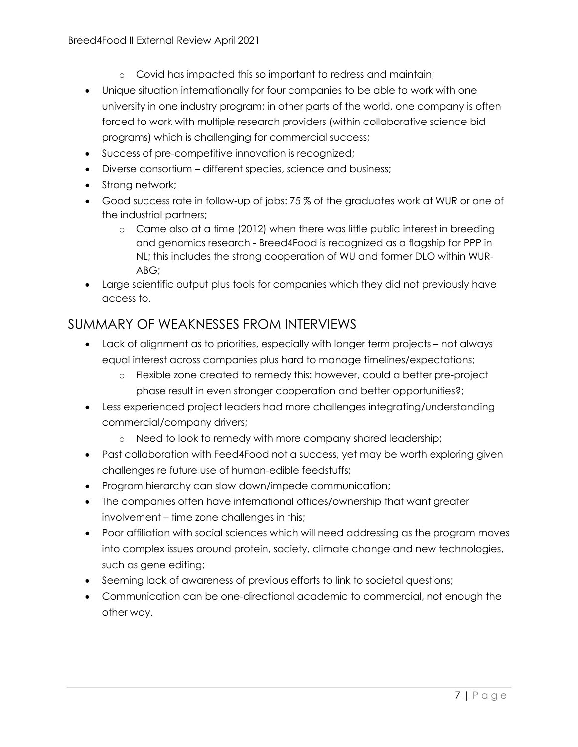- Covid has impacted this so important to redress and maintain;
- Unique situation internationally for four companies to be able to work with one university in one industry program; in other parts of the world, one company is often forced to work with multiple research providers (within collaborative science bid programs) which is challenging for commercial success;
- Success of pre-competitive innovation is recognized;
- Diverse consortium – different species, science and business;
- Strong network;
- Good success rate in follow-up of jobs: 75 % of the graduates work at WUR or one of the industrial partners;
    - Came also at a time (2012) when there was little public interest in breeding and genomics research - Breed4Food is recognized as a flagship for PPP in NL; this includes the strong cooperation of WU and former DLO within WUR-ABG;
- Large scientific output plus tools for companies which they did not previously have access to.

## SUMMARY OF WEAKNESSES FROM INTERVIEWS

- Lack of alignment as to priorities, especially with longer term projects – not always equal interest across companies plus hard to manage timelines/expectations;
    - Flexible zone created to remedy this: however, could a better pre-project phase result in even stronger cooperation and better opportunities?;
- Less experienced project leaders had more challenges integrating/understanding commercial/company drivers;
    - Need to look to remedy with more company shared leadership;
- Past collaboration with Feed4Food not a success, yet may be worth exploring given challenges re future use of human-edible feedstuffs;
- Program hierarchy can slow down/impede communication;
- The companies often have international offices/ownership that want greater involvement – time zone challenges in this;
- Poor affiliation with social sciences which will need addressing as the program moves into complex issues around protein, society, climate change and new technologies, such as gene editing;
- Seeming lack of awareness of previous efforts to link to societal questions;
- Communication can be one-directional academic to commercial, not enough the other way.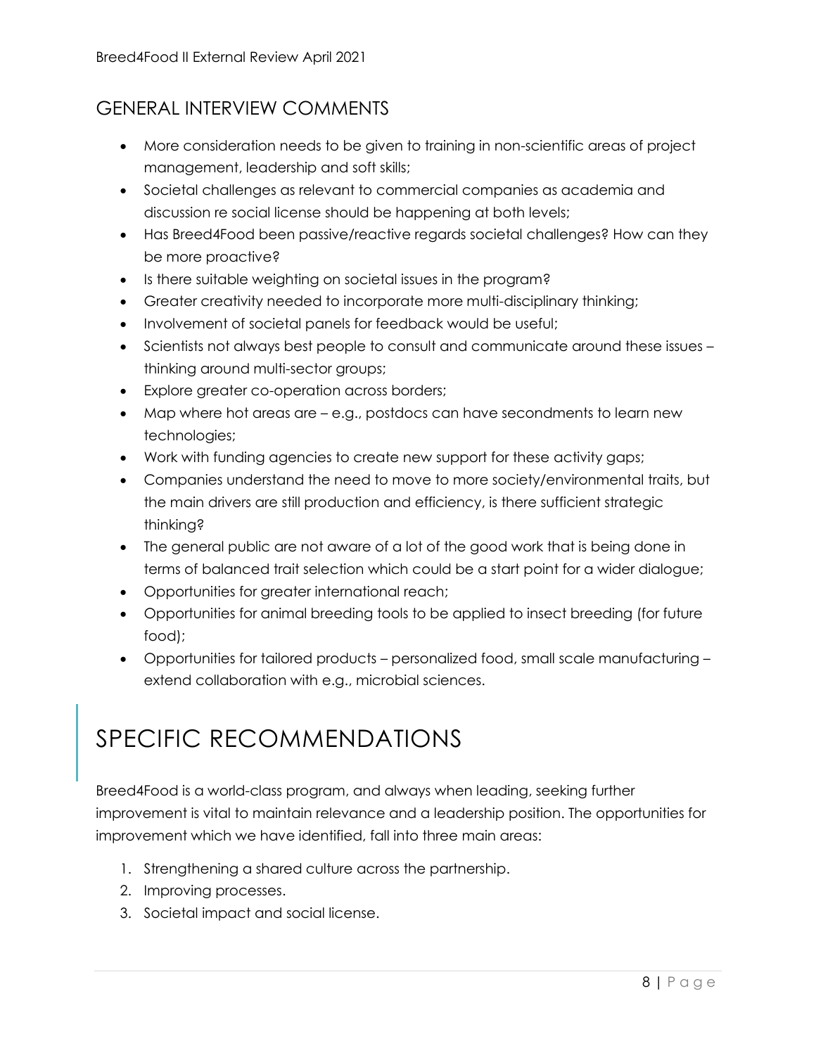## GENERAL INTERVIEW COMMENTS

- More consideration needs to be given to training in non-scientific areas of project management, leadership and soft skills;
- Societal challenges as relevant to commercial companies as academia and discussion re social license should be happening at both levels;
- Has Breed4Food been passive/reactive regards societal challenges? How can they be more proactive?
- Is there suitable weighting on societal issues in the program?
- Greater creativity needed to incorporate more multi-disciplinary thinking;
- Involvement of societal panels for feedback would be useful;
- Scientists not always best people to consult and communicate around these issues – thinking around multi-sector groups;
- Explore greater co-operation across borders;
- Map where hot areas are – e.g., postdocs can have secondments to learn new technologies;
- Work with funding agencies to create new support for these activity gaps;
- Companies understand the need to move to more society/environmental traits, but the main drivers are still production and efficiency, is there sufficient strategic thinking?
- The general public are not aware of a lot of the good work that is being done in terms of balanced trait selection which could be a start point for a wider dialogue;
- Opportunities for greater international reach;
- Opportunities for animal breeding tools to be applied to insect breeding (for future food);
- Opportunities for tailored products – personalized food, small scale manufacturing – extend collaboration with e.g., microbial sciences.

# SPECIFIC RECOMMENDATIONS

Breed4Food is a world-class program, and always when leading, seeking further improvement is vital to maintain relevance and a leadership position. The opportunities for improvement which we have identified, fall into three main areas:

1. Strengthening a shared culture across the partnership.
2. Improving processes.
3. Societal impact and social license.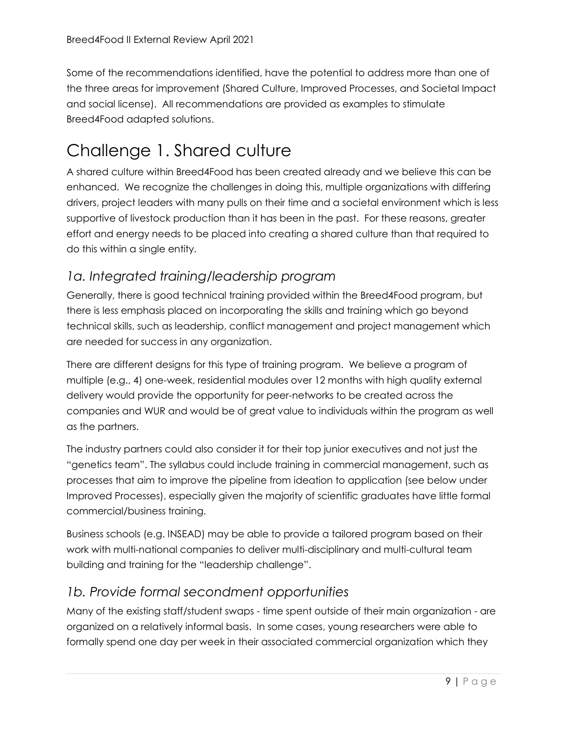Some of the recommendations identified, have the potential to address more than one of the three areas for improvement (Shared Culture, Improved Processes, and Societal Impact and social license). All recommendations are provided as examples to stimulate Breed4Food adapted solutions.

# Challenge 1. Shared culture

A shared culture within Breed4Food has been created already and we believe this can be enhanced. We recognize the challenges in doing this, multiple organizations with differing drivers, project leaders with many pulls on their time and a societal environment which is less supportive of livestock production than it has been in the past. For these reasons, greater effort and energy needs to be placed into creating a shared culture than that required to do this within a single entity.

## *1a. Integrated training/leadership program*

Generally, there is good technical training provided within the Breed4Food program, but there is less emphasis placed on incorporating the skills and training which go beyond technical skills, such as leadership, conflict management and project management which are needed for success in any organization.

There are different designs for this type of training program. We believe a program of multiple (e.g., 4) one-week, residential modules over 12 months with high quality external delivery would provide the opportunity for peer-networks to be created across the companies and WUR and would be of great value to individuals within the program as well as the partners.

The industry partners could also consider it for their top junior executives and not just the "genetics team". The syllabus could include training in commercial management, such as processes that aim to improve the pipeline from ideation to application (see below under Improved Processes), especially given the majority of scientific graduates have little formal commercial/business training.

Business schools (e.g. INSEAD) may be able to provide a tailored program based on their work with multi-national companies to deliver multi-disciplinary and multi-cultural team building and training for the "leadership challenge".

## *1b. Provide formal secondment opportunities*

Many of the existing staff/student swaps - time spent outside of their main organization - are organized on a relatively informal basis. In some cases, young researchers were able to formally spend one day per week in their associated commercial organization which they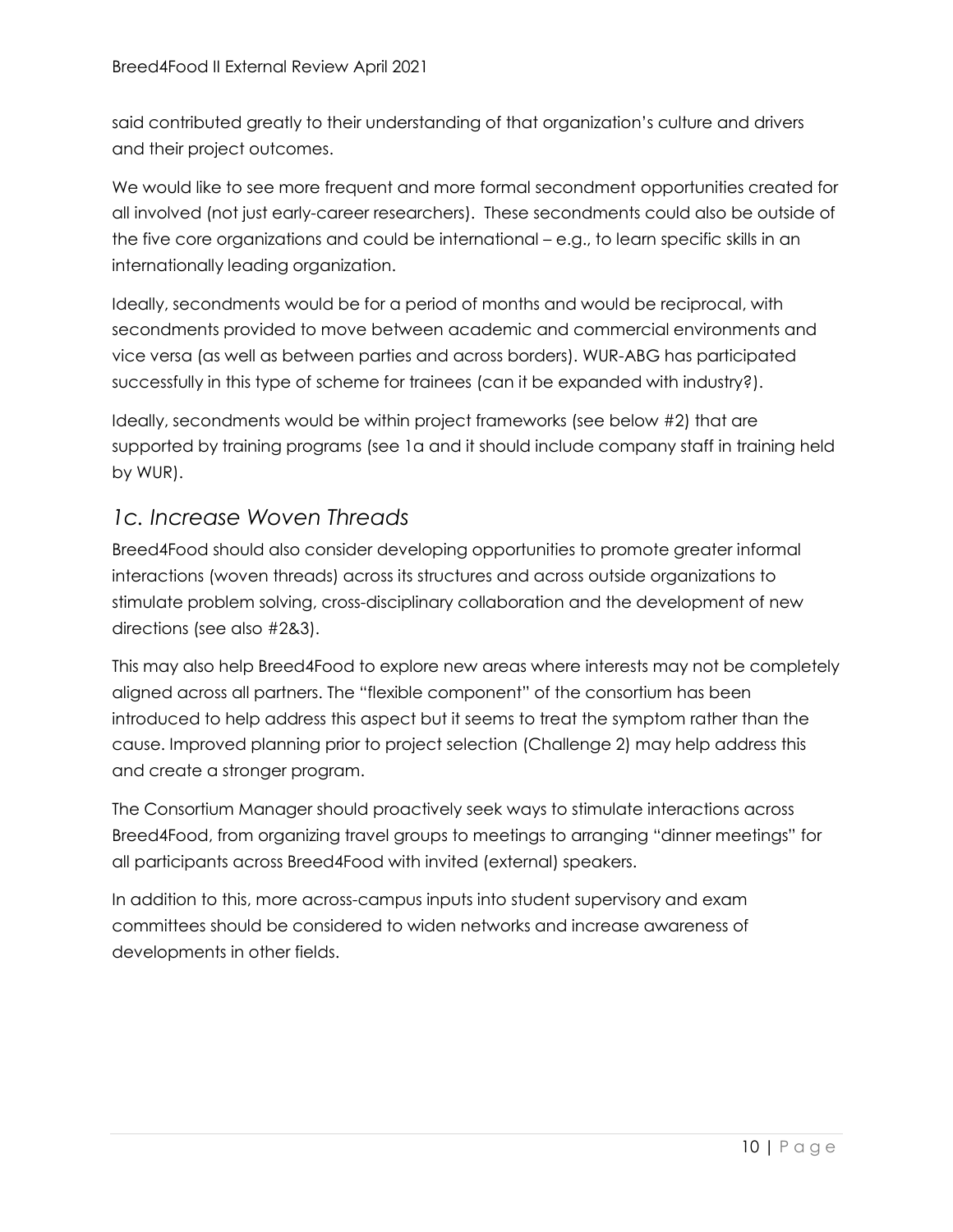said contributed greatly to their understanding of that organization's culture and drivers and their project outcomes.

We would like to see more frequent and more formal secondment opportunities created for all involved (not just early-career researchers). These secondments could also be outside of the five core organizations and could be international – e.g., to learn specific skills in an internationally leading organization.

Ideally, secondments would be for a period of months and would be reciprocal, with secondments provided to move between academic and commercial environments and vice versa (as well as between parties and across borders). WUR-ABG has participated successfully in this type of scheme for trainees (can it be expanded with industry?).

Ideally, secondments would be within project frameworks (see below #2) that are supported by training programs (see 1a and it should include company staff in training held by WUR).

## *1c. Increase Woven Threads*

Breed4Food should also consider developing opportunities to promote greater informal interactions (woven threads) across its structures and across outside organizations to stimulate problem solving, cross-disciplinary collaboration and the development of new directions (see also #2&3).

This may also help Breed4Food to explore new areas where interests may not be completely aligned across all partners. The "flexible component" of the consortium has been introduced to help address this aspect but it seems to treat the symptom rather than the cause. Improved planning prior to project selection (Challenge 2) may help address this and create a stronger program.

The Consortium Manager should proactively seek ways to stimulate interactions across Breed4Food, from organizing travel groups to meetings to arranging "dinner meetings" for all participants across Breed4Food with invited (external) speakers.

In addition to this, more across-campus inputs into student supervisory and exam committees should be considered to widen networks and increase awareness of developments in other fields.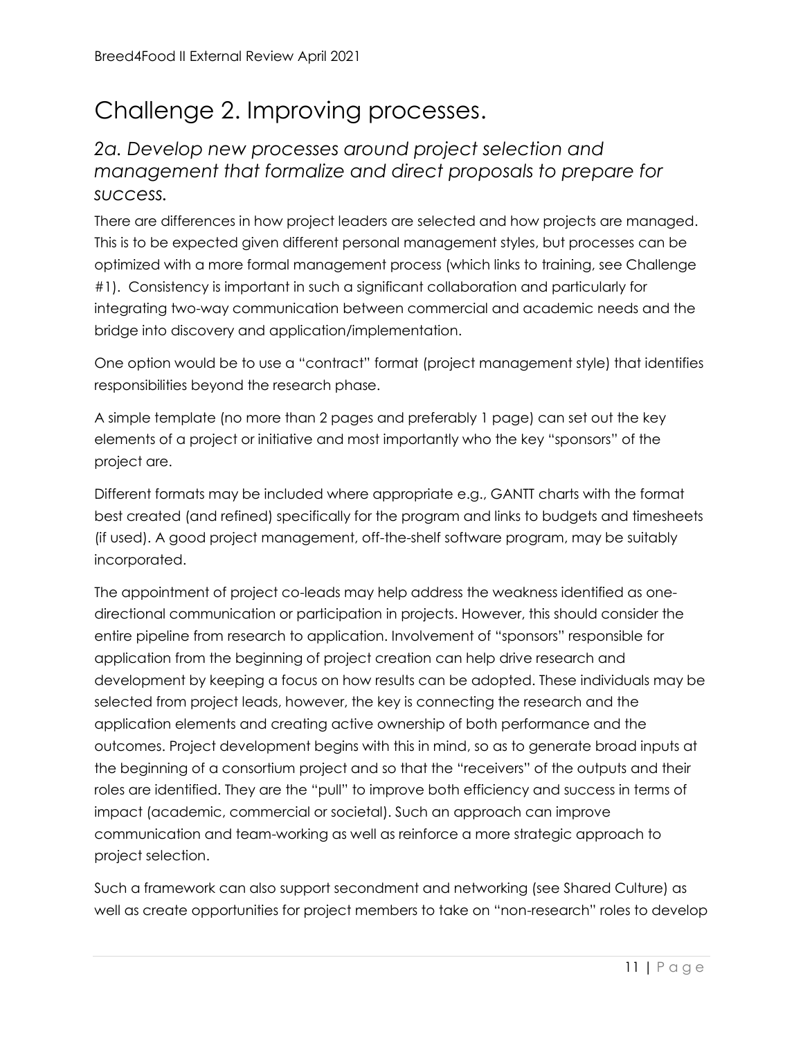# Challenge 2. Improving processes.

## *2a. Develop new processes around project selection and management that formalize and direct proposals to prepare for success.*

There are differences in how project leaders are selected and how projects are managed. This is to be expected given different personal management styles, but processes can be optimized with a more formal management process (which links to training, see Challenge #1). Consistency is important in such a significant collaboration and particularly for integrating two-way communication between commercial and academic needs and the bridge into discovery and application/implementation.

One option would be to use a "contract" format (project management style) that identifies responsibilities beyond the research phase.

A simple template (no more than 2 pages and preferably 1 page) can set out the key elements of a project or initiative and most importantly who the key "sponsors" of the project are.

Different formats may be included where appropriate e.g., GANTT charts with the format best created (and refined) specifically for the program and links to budgets and timesheets (if used). A good project management, off-the-shelf software program, may be suitably incorporated.

The appointment of project co-leads may help address the weakness identified as one-directional communication or participation in projects. However, this should consider the entire pipeline from research to application. Involvement of "sponsors" responsible for application from the beginning of project creation can help drive research and development by keeping a focus on how results can be adopted. These individuals may be selected from project leads, however, the key is connecting the research and the application elements and creating active ownership of both performance and the outcomes. Project development begins with this in mind, so as to generate broad inputs at the beginning of a consortium project and so that the "receivers" of the outputs and their roles are identified. They are the "pull" to improve both efficiency and success in terms of impact (academic, commercial or societal). Such an approach can improve communication and team-working as well as reinforce a more strategic approach to project selection.

Such a framework can also support secondment and networking (see Shared Culture) as well as create opportunities for project members to take on "non-research" roles to develop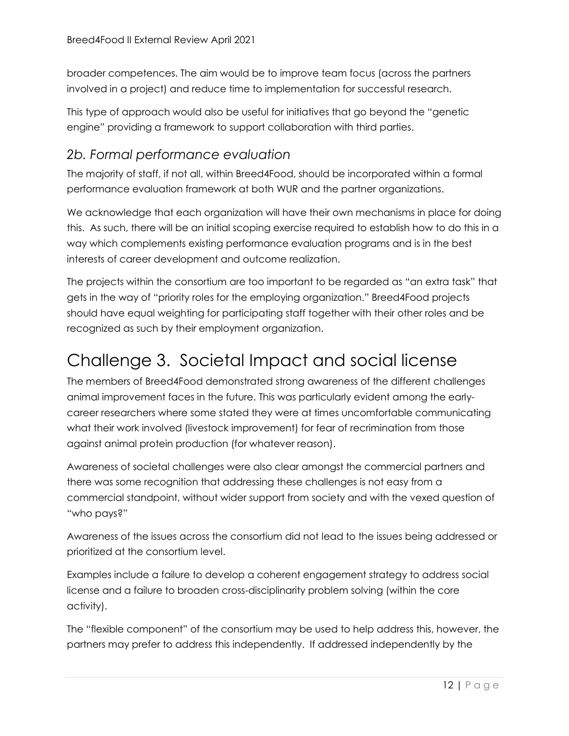broader competences. The aim would be to improve team focus (across the partners involved in a project) and reduce time to implementation for successful research.

This type of approach would also be useful for initiatives that go beyond the "genetic engine" providing a framework to support collaboration with third parties.

## *2b. Formal performance evaluation*

The majority of staff, if not all, within Breed4Food, should be incorporated within a formal performance evaluation framework at both WUR and the partner organizations.

We acknowledge that each organization will have their own mechanisms in place for doing this. As such, there will be an initial scoping exercise required to establish how to do this in a way which complements existing performance evaluation programs and is in the best interests of career development and outcome realization.

The projects within the consortium are too important to be regarded as "an extra task" that gets in the way of "priority roles for the employing organization." Breed4Food projects should have equal weighting for participating staff together with their other roles and be recognized as such by their employment organization.

# Challenge 3. Societal Impact and social license

The members of Breed4Food demonstrated strong awareness of the different challenges animal improvement faces in the future. This was particularly evident among the early-career researchers where some stated they were at times uncomfortable communicating what their work involved (livestock improvement) for fear of recrimination from those against animal protein production (for whatever reason).

Awareness of societal challenges were also clear amongst the commercial partners and there was some recognition that addressing these challenges is not easy from a commercial standpoint, without wider support from society and with the vexed question of "who pays?"

Awareness of the issues across the consortium did not lead to the issues being addressed or prioritized at the consortium level.

Examples include a failure to develop a coherent engagement strategy to address social license and a failure to broaden cross-disciplinarity problem solving (within the core activity).

The "flexible component" of the consortium may be used to help address this, however, the partners may prefer to address this independently. If addressed independently by the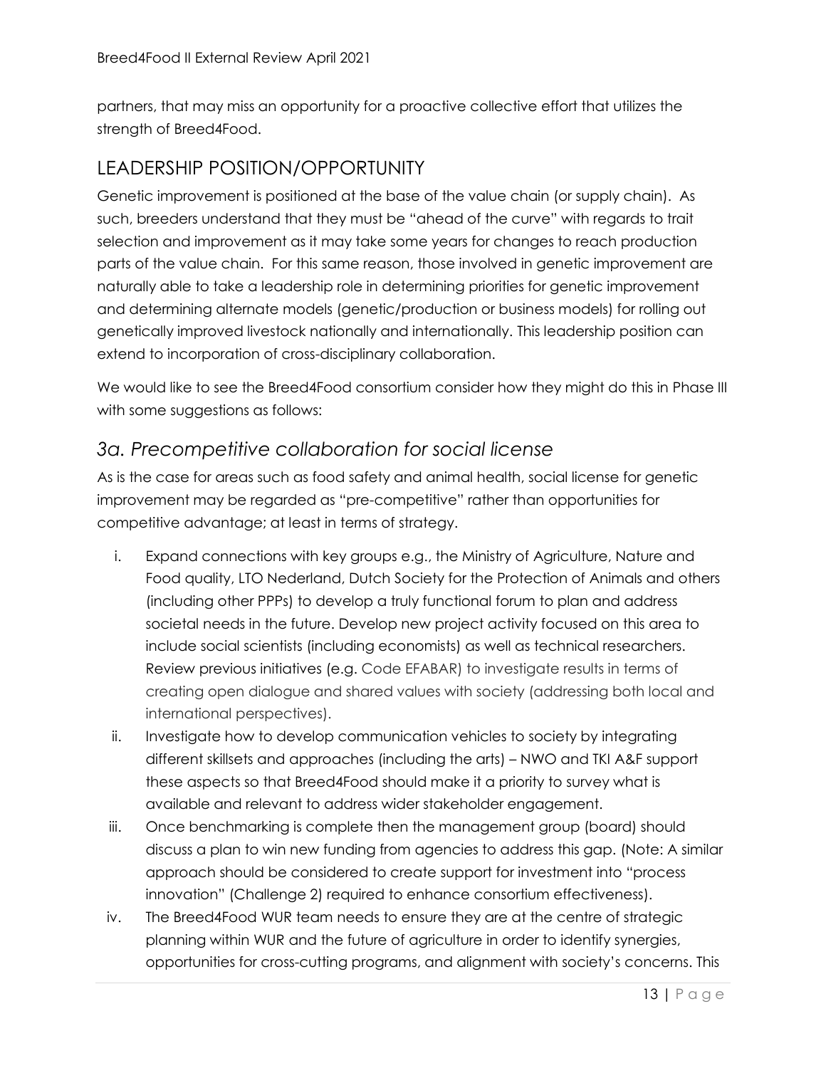partners, that may miss an opportunity for a proactive collective effort that utilizes the strength of Breed4Food.

## LEADERSHIP POSITION/OPPORTUNITY

Genetic improvement is positioned at the base of the value chain (or supply chain). As such, breeders understand that they must be "ahead of the curve" with regards to trait selection and improvement as it may take some years for changes to reach production parts of the value chain. For this same reason, those involved in genetic improvement are naturally able to take a leadership role in determining priorities for genetic improvement and determining alternate models (genetic/production or business models) for rolling out genetically improved livestock nationally and internationally. This leadership position can extend to incorporation of cross-disciplinary collaboration.

We would like to see the Breed4Food consortium consider how they might do this in Phase III with some suggestions as follows:

### *3a. Precompetitive collaboration for social license*

As is the case for areas such as food safety and animal health, social license for genetic improvement may be regarded as "pre-competitive" rather than opportunities for competitive advantage; at least in terms of strategy.

i. Expand connections with key groups e.g., the Ministry of Agriculture, Nature and Food quality, LTO Nederland, Dutch Society for the Protection of Animals and others (including other PPPs) to develop a truly functional forum to plan and address societal needs in the future. Develop new project activity focused on this area to include social scientists (including economists) as well as technical researchers. Review previous initiatives (e.g. Code EFABAR) to investigate results in terms of creating open dialogue and shared values with society (addressing both local and international perspectives).
ii. Investigate how to develop communication vehicles to society by integrating different skillsets and approaches (including the arts) – NWO and TKI A&F support these aspects so that Breed4Food should make it a priority to survey what is available and relevant to address wider stakeholder engagement.
iii. Once benchmarking is complete then the management group (board) should discuss a plan to win new funding from agencies to address this gap. (Note: A similar approach should be considered to create support for investment into "process innovation" (Challenge 2) required to enhance consortium effectiveness).
iv. The Breed4Food WUR team needs to ensure they are at the centre of strategic planning within WUR and the future of agriculture in order to identify synergies, opportunities for cross-cutting programs, and alignment with society's concerns. This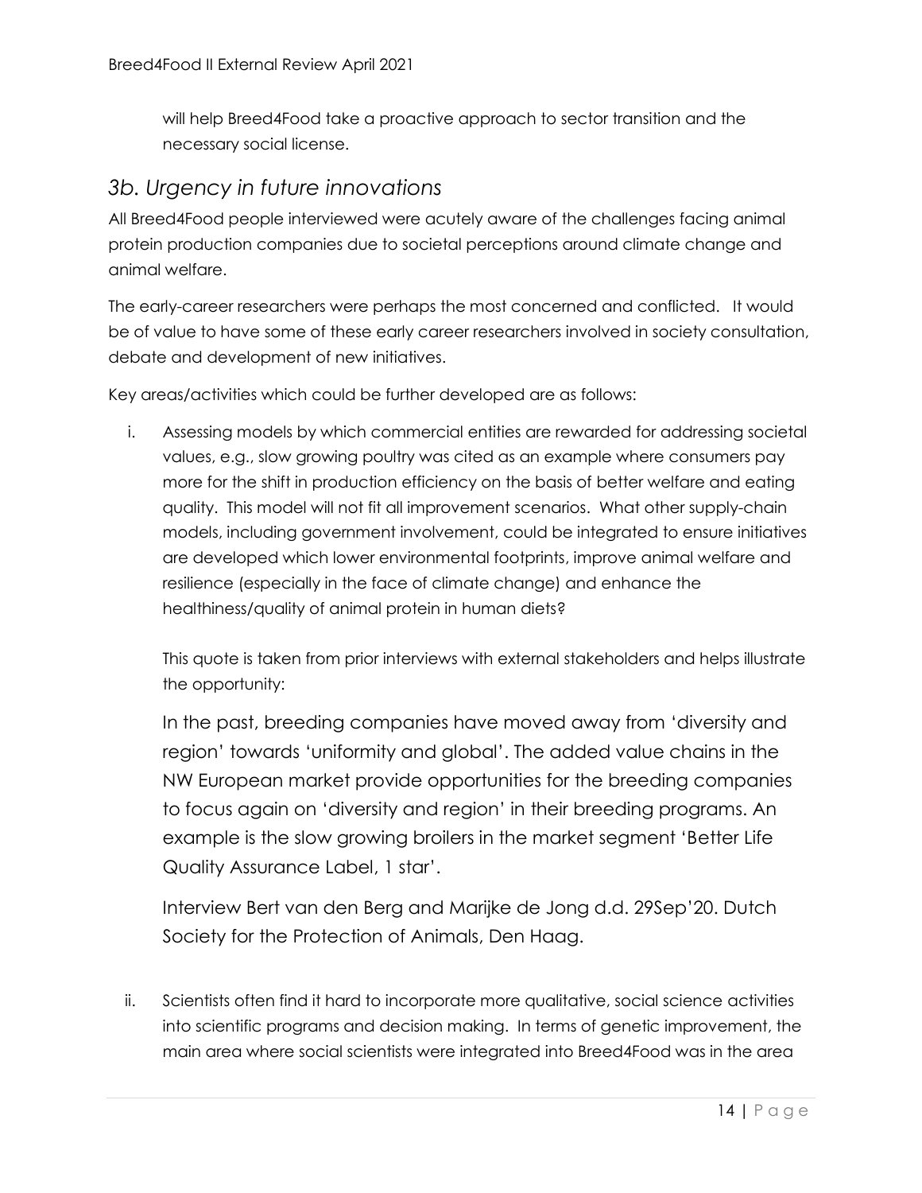will help Breed4Food take a proactive approach to sector transition and the necessary social license.

## *3b. Urgency in future innovations*

All Breed4Food people interviewed were acutely aware of the challenges facing animal protein production companies due to societal perceptions around climate change and animal welfare.

The early-career researchers were perhaps the most concerned and conflicted. It would be of value to have some of these early career researchers involved in society consultation, debate and development of new initiatives.

Key areas/activities which could be further developed are as follows:

i. Assessing models by which commercial entities are rewarded for addressing societal values, e.g., slow growing poultry was cited as an example where consumers pay more for the shift in production efficiency on the basis of better welfare and eating quality. This model will not fit all improvement scenarios. What other supply-chain models, including government involvement, could be integrated to ensure initiatives are developed which lower environmental footprints, improve animal welfare and resilience (especially in the face of climate change) and enhance the healthiness/quality of animal protein in human diets?

   This quote is taken from prior interviews with external stakeholders and helps illustrate the opportunity:

   > In the past, breeding companies have moved away from 'diversity and region' towards 'uniformity and global'. The added value chains in the NW European market provide opportunities for the breeding companies to focus again on 'diversity and region' in their breeding programs. An example is the slow growing broilers in the market segment 'Better Life Quality Assurance Label, 1 star'.
   >
   > Interview Bert van den Berg and Marijke de Jong d.d. 29Sep'20. Dutch Society for the Protection of Animals, Den Haag.

ii. Scientists often find it hard to incorporate more qualitative, social science activities into scientific programs and decision making. In terms of genetic improvement, the main area where social scientists were integrated into Breed4Food was in the area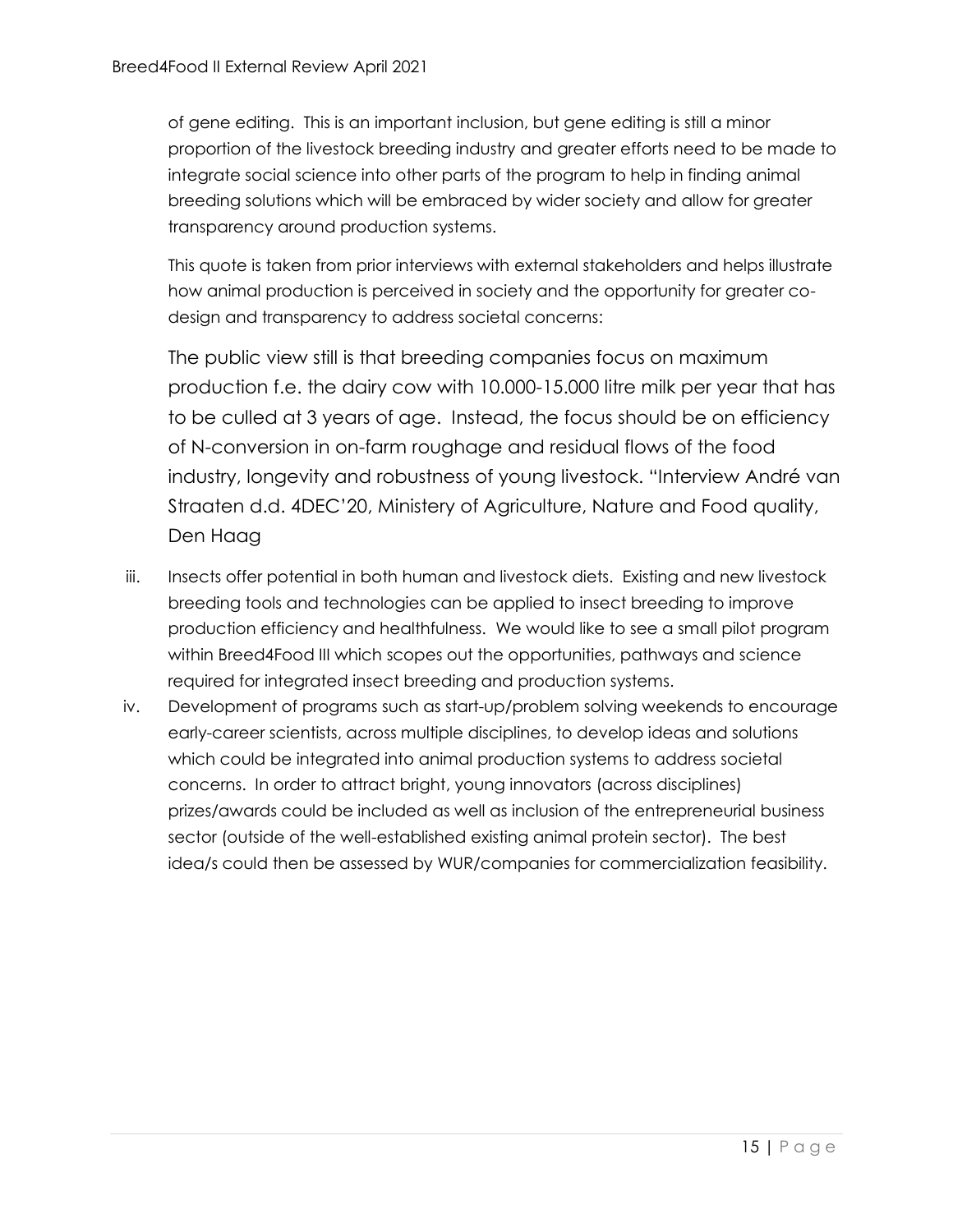of gene editing. This is an important inclusion, but gene editing is still a minor proportion of the livestock breeding industry and greater efforts need to be made to integrate social science into other parts of the program to help in finding animal breeding solutions which will be embraced by wider society and allow for greater transparency around production systems.

This quote is taken from prior interviews with external stakeholders and helps illustrate how animal production is perceived in society and the opportunity for greater co-design and transparency to address societal concerns:

> The public view still is that breeding companies focus on maximum production f.e. the dairy cow with 10.000-15.000 litre milk per year that has to be culled at 3 years of age. Instead, the focus should be on efficiency of N-conversion in on-farm roughage and residual flows of the food industry, longevity and robustness of young livestock. "Interview André van Straaten d.d. 4DEC'20, Ministery of Agriculture, Nature and Food quality, Den Haag

iii. Insects offer potential in both human and livestock diets. Existing and new livestock breeding tools and technologies can be applied to insect breeding to improve production efficiency and healthfulness. We would like to see a small pilot program within Breed4Food III which scopes out the opportunities, pathways and science required for integrated insect breeding and production systems.

iv. Development of programs such as start-up/problem solving weekends to encourage early-career scientists, across multiple disciplines, to develop ideas and solutions which could be integrated into animal production systems to address societal concerns. In order to attract bright, young innovators (across disciplines) prizes/awards could be included as well as inclusion of the entrepreneurial business sector (outside of the well-established existing animal protein sector). The best idea/s could then be assessed by WUR/companies for commercialization feasibility.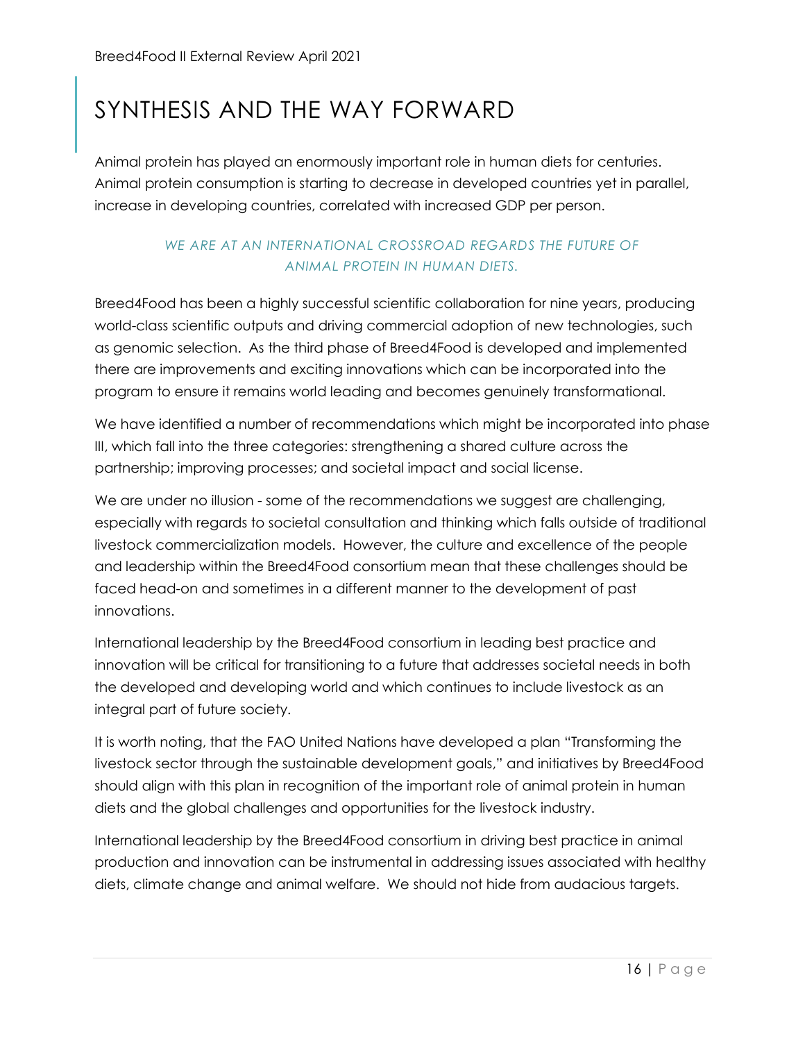# SYNTHESIS AND THE WAY FORWARD

Animal protein has played an enormously important role in human diets for centuries. Animal protein consumption is starting to decrease in developed countries yet in parallel, increase in developing countries, correlated with increased GDP per person.

*WE ARE AT AN INTERNATIONAL CROSSROAD REGARDS THE FUTURE OF ANIMAL PROTEIN IN HUMAN DIETS.*

Breed4Food has been a highly successful scientific collaboration for nine years, producing world-class scientific outputs and driving commercial adoption of new technologies, such as genomic selection. As the third phase of Breed4Food is developed and implemented there are improvements and exciting innovations which can be incorporated into the program to ensure it remains world leading and becomes genuinely transformational.

We have identified a number of recommendations which might be incorporated into phase III, which fall into the three categories: strengthening a shared culture across the partnership; improving processes; and societal impact and social license.

We are under no illusion - some of the recommendations we suggest are challenging, especially with regards to societal consultation and thinking which falls outside of traditional livestock commercialization models. However, the culture and excellence of the people and leadership within the Breed4Food consortium mean that these challenges should be faced head-on and sometimes in a different manner to the development of past innovations.

International leadership by the Breed4Food consortium in leading best practice and innovation will be critical for transitioning to a future that addresses societal needs in both the developed and developing world and which continues to include livestock as an integral part of future society.

It is worth noting, that the FAO United Nations have developed a plan "Transforming the livestock sector through the sustainable development goals," and initiatives by Breed4Food should align with this plan in recognition of the important role of animal protein in human diets and the global challenges and opportunities for the livestock industry.

International leadership by the Breed4Food consortium in driving best practice in animal production and innovation can be instrumental in addressing issues associated with healthy diets, climate change and animal welfare. We should not hide from audacious targets.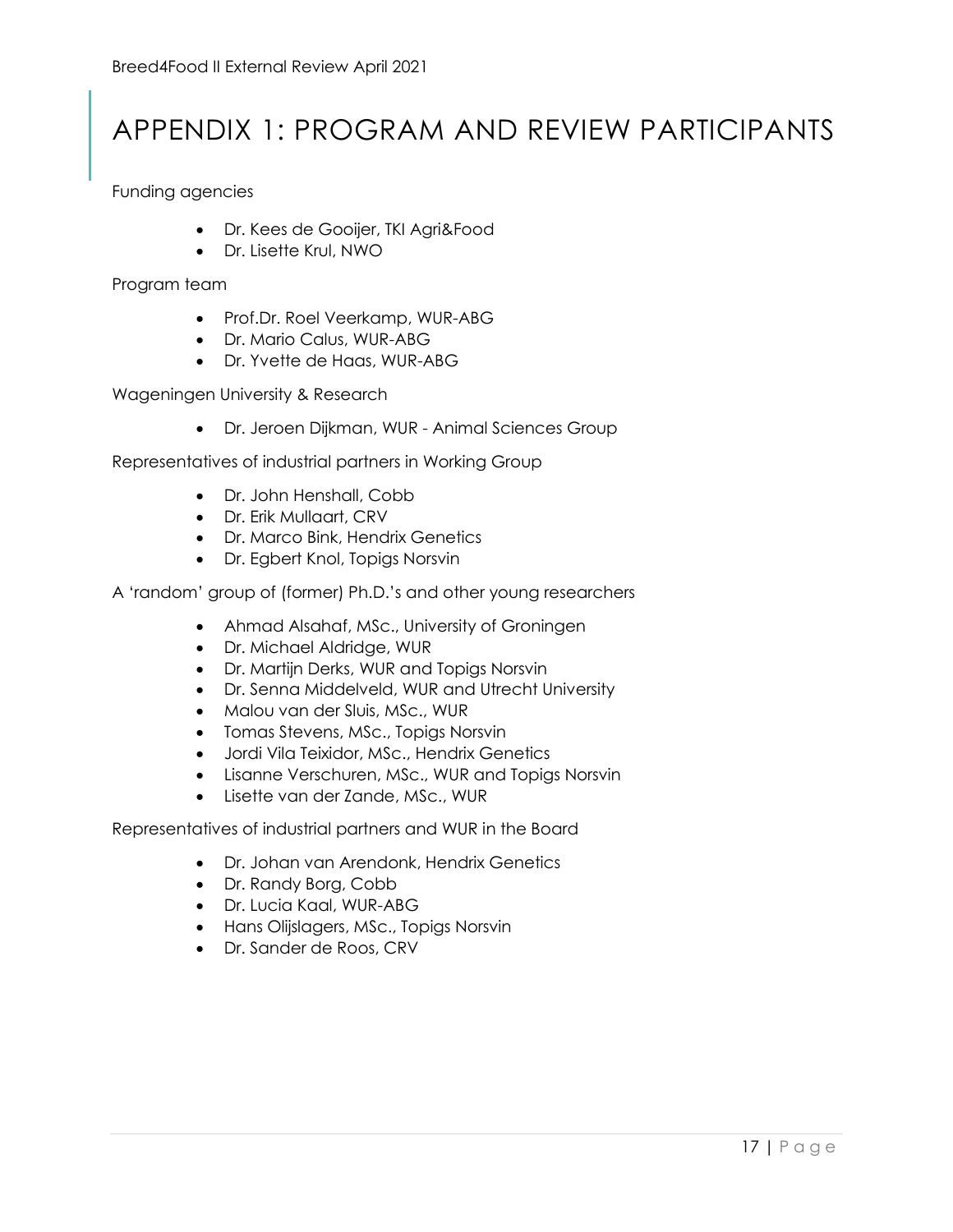# APPENDIX 1: PROGRAM AND REVIEW PARTICIPANTS

Funding agencies

- Dr. Kees de Gooijer, TKI Agri&Food
- Dr. Lisette Krul, NWO

Program team

- Prof.Dr. Roel Veerkamp, WUR-ABG
- Dr. Mario Calus, WUR-ABG
- Dr. Yvette de Haas, WUR-ABG

Wageningen University & Research

- Dr. Jeroen Dijkman, WUR - Animal Sciences Group

Representatives of industrial partners in Working Group

- Dr. John Henshall, Cobb
- Dr. Erik Mullaart, CRV
- Dr. Marco Bink, Hendrix Genetics
- Dr. Egbert Knol, Topigs Norsvin

A 'random' group of (former) Ph.D.'s and other young researchers

- Ahmad Alsahaf, MSc., University of Groningen
- Dr. Michael Aldridge, WUR
- Dr. Martijn Derks, WUR and Topigs Norsvin
- Dr. Senna Middelveld, WUR and Utrecht University
- Malou van der Sluis, MSc., WUR
- Tomas Stevens, MSc., Topigs Norsvin
- Jordi Vila Teixidor, MSc., Hendrix Genetics
- Lisanne Verschuren, MSc., WUR and Topigs Norsvin
- Lisette van der Zande, MSc., WUR

Representatives of industrial partners and WUR in the Board

- Dr. Johan van Arendonk, Hendrix Genetics
- Dr. Randy Borg, Cobb
- Dr. Lucia Kaal, WUR-ABG
- Hans Olijslagers, MSc., Topigs Norsvin
- Dr. Sander de Roos, CRV